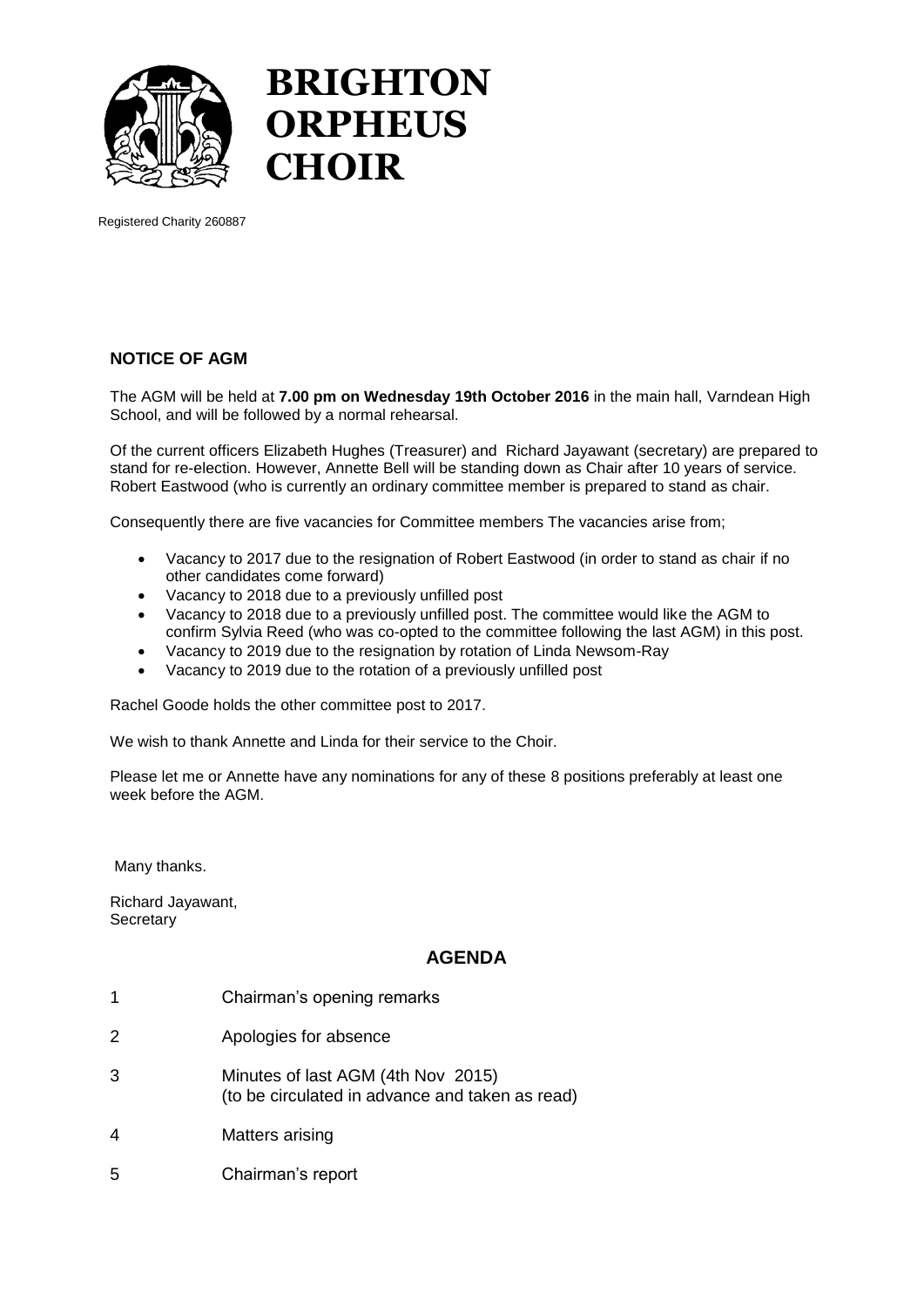# BRIGHTON ORPHEUS CHOIR

Registered Charity 260887

### NOTICE OF AGM

The AGM will be held at **7.00 pm on Wednesday 19th October 2016** in the main hall, Varndean High School, and will be followed by a normal rehearsal.

Of the current officers Elizabeth Hughes (Treasurer) and Richard Jayawant (secretary) are prepared to stand for re-election. However, Annette Bell will be standing down as Chair after 10 years of service. Robert Eastwood (who is currently an ordinary committee member is prepared to stand as chair.

Consequently there are five vacancies for Committee members The vacancies arise from;

- Vacancy to 2017 due to the resignation of Robert Eastwood (in order to stand as chair if no other candidates come forward)
- Vacancy to 2018 due to a previously unfilled post
- Vacancy to 2018 due to a previously unfilled post. The committee would like the AGM to confirm Sylvia Reed (who was co-opted to the committee following the last AGM) in this post.
- Vacancy to 2019 due to the resignation by rotation of Linda Newsom-Ray
- Vacancy to 2019 due to the rotation of a previously unfilled post

Rachel Goode holds the other committee post to 2017.

We wish to thank Annette and Linda for their service to the Choir.

Please let me or Annette have any nominations for any of these 8 positions preferably at least one week before the AGM.

Many thanks.

Richard Jayawant,
Secretary

### AGENDA

1. Chairman's opening remarks
2. Apologies for absence
3. Minutes of last AGM (4th Nov 2015)
   (to be circulated in advance and taken as read)
4. Matters arising
5. Chairman's report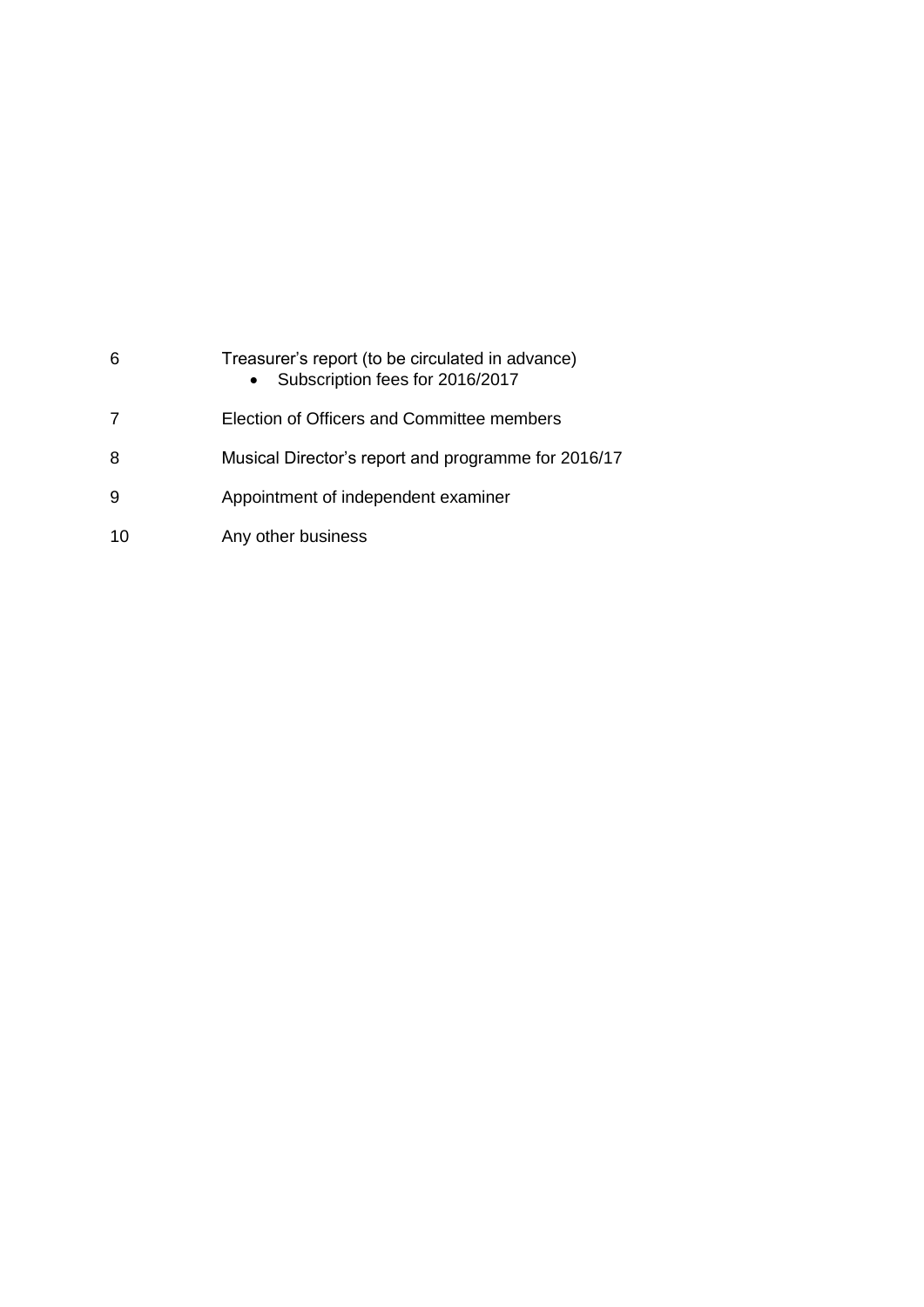6 Treasurer's report (to be circulated in advance)
   - Subscription fees for 2016/2017

7 Election of Officers and Committee members

8 Musical Director's report and programme for 2016/17

9 Appointment of independent examiner

10 Any other business